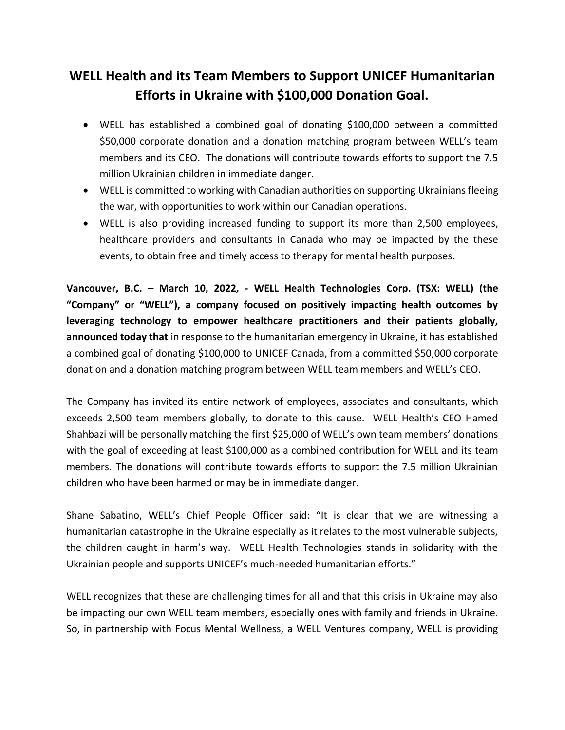# WELL Health and its Team Members to Support UNICEF Humanitarian Efforts in Ukraine with $100,000 Donation Goal.

- WELL has established a combined goal of donating $100,000 between a committed $50,000 corporate donation and a donation matching program between WELL's team members and its CEO. The donations will contribute towards efforts to support the 7.5 million Ukrainian children in immediate danger.
- WELL is committed to working with Canadian authorities on supporting Ukrainians fleeing the war, with opportunities to work within our Canadian operations.
- WELL is also providing increased funding to support its more than 2,500 employees, healthcare providers and consultants in Canada who may be impacted by the these events, to obtain free and timely access to therapy for mental health purposes.

**Vancouver, B.C. – March 10, 2022, - WELL Health Technologies Corp. (TSX: WELL) (the "Company" or "WELL"), a company focused on positively impacting health outcomes by leveraging technology to empower healthcare practitioners and their patients globally, announced today that** in response to the humanitarian emergency in Ukraine, it has established a combined goal of donating $100,000 to UNICEF Canada, from a committed $50,000 corporate donation and a donation matching program between WELL team members and WELL's CEO.

The Company has invited its entire network of employees, associates and consultants, which exceeds 2,500 team members globally, to donate to this cause. WELL Health's CEO Hamed Shahbazi will be personally matching the first $25,000 of WELL's own team members' donations with the goal of exceeding at least $100,000 as a combined contribution for WELL and its team members. The donations will contribute towards efforts to support the 7.5 million Ukrainian children who have been harmed or may be in immediate danger.

Shane Sabatino, WELL's Chief People Officer said: "It is clear that we are witnessing a humanitarian catastrophe in the Ukraine especially as it relates to the most vulnerable subjects, the children caught in harm's way. WELL Health Technologies stands in solidarity with the Ukrainian people and supports UNICEF's much-needed humanitarian efforts."

WELL recognizes that these are challenging times for all and that this crisis in Ukraine may also be impacting our own WELL team members, especially ones with family and friends in Ukraine. So, in partnership with Focus Mental Wellness, a WELL Ventures company, WELL is providing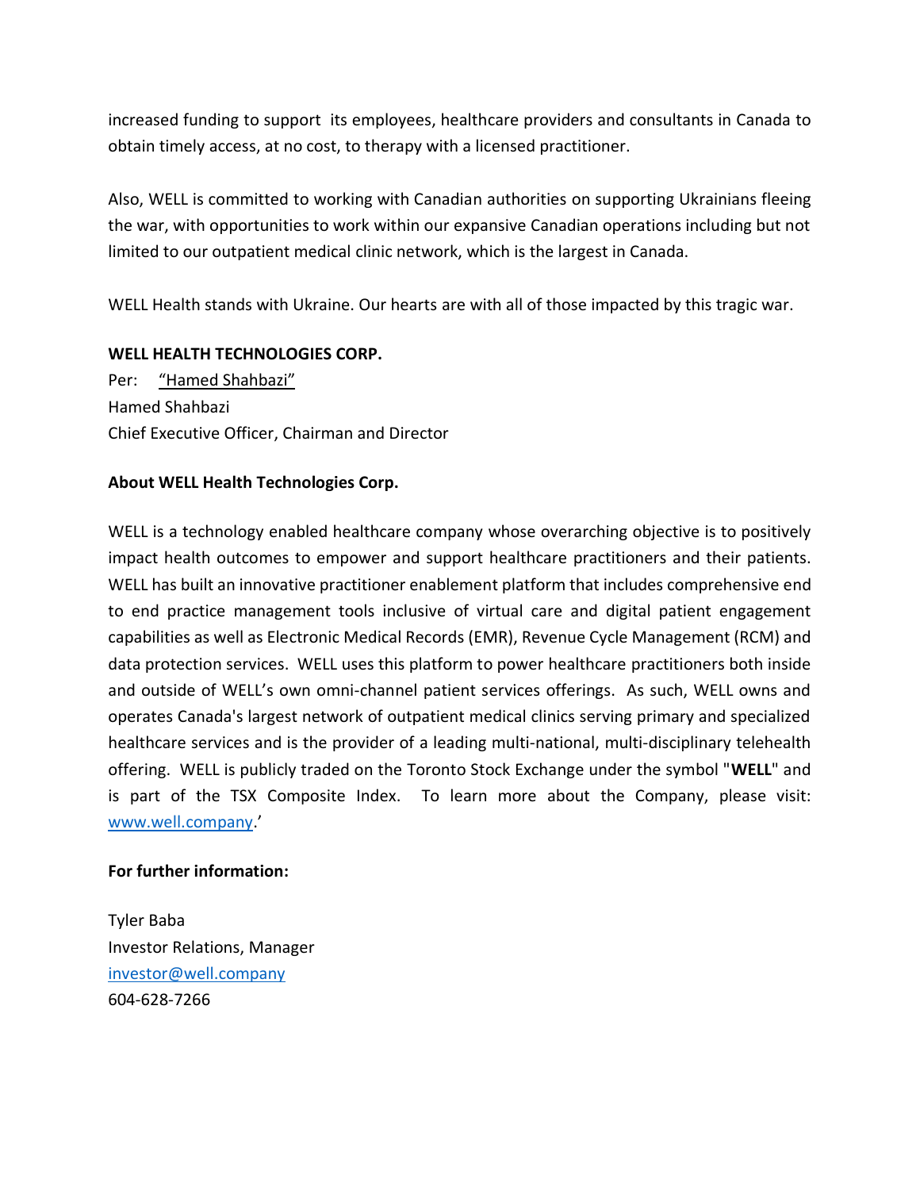increased funding to support its employees, healthcare providers and consultants in Canada to obtain timely access, at no cost, to therapy with a licensed practitioner.

Also, WELL is committed to working with Canadian authorities on supporting Ukrainians fleeing the war, with opportunities to work within our expansive Canadian operations including but not limited to our outpatient medical clinic network, which is the largest in Canada.

WELL Health stands with Ukraine. Our hearts are with all of those impacted by this tragic war.

**WELL HEALTH TECHNOLOGIES CORP.**
Per: "Hamed Shahbazi"
Hamed Shahbazi
Chief Executive Officer, Chairman and Director

**About WELL Health Technologies Corp.**

WELL is a technology enabled healthcare company whose overarching objective is to positively impact health outcomes to empower and support healthcare practitioners and their patients. WELL has built an innovative practitioner enablement platform that includes comprehensive end to end practice management tools inclusive of virtual care and digital patient engagement capabilities as well as Electronic Medical Records (EMR), Revenue Cycle Management (RCM) and data protection services. WELL uses this platform to power healthcare practitioners both inside and outside of WELL's own omni-channel patient services offerings. As such, WELL owns and operates Canada's largest network of outpatient medical clinics serving primary and specialized healthcare services and is the provider of a leading multi-national, multi-disciplinary telehealth offering. WELL is publicly traded on the Toronto Stock Exchange under the symbol "**WELL**" and is part of the TSX Composite Index. To learn more about the Company, please visit: [www.well.company](http://www.well.company).'

**For further information:**

Tyler Baba
Investor Relations, Manager
[investor@well.company](mailto:investor@well.company)
604-628-7266